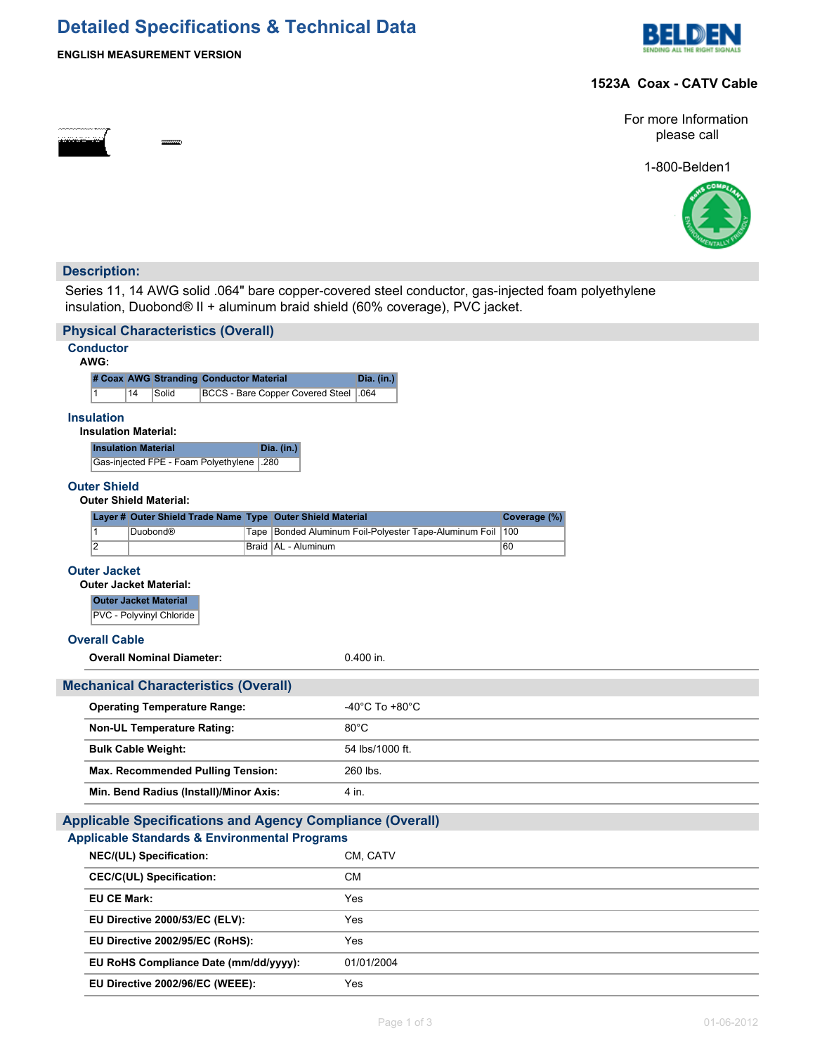# Detailed Specifications & Technical Data

**ENGLISH MEASUREMENT VERSION**

**1523A Coax - CATV Cable**

For more Information please call

1-800-Belden1

## Description:

Series 11, 14 AWG solid .064" bare copper-covered steel conductor, gas-injected foam polyethylene insulation, Duobond® II + aluminum braid shield (60% coverage), PVC jacket.

## Physical Characteristics (Overall)

### Conductor

**AWG:**

| # Coax | AWG | Stranding | Conductor Material | Dia. (in.) |
|---|---|---|---|---|
| 1 | 14 | Solid | BCCS - Bare Copper Covered Steel | .064 |

### Insulation

**Insulation Material:**

| Insulation Material | Dia. (in.) |
|---|---|
| Gas-injected FPE - Foam Polyethylene | .280 |

### Outer Shield

**Outer Shield Material:**

| Layer # | Outer Shield Trade Name | Type | Outer Shield Material | Coverage (%) |
|---|---|---|---|---|
| 1 | Duobond® | Tape | Bonded Aluminum Foil-Polyester Tape-Aluminum Foil | 100 |
| 2 | | Braid | AL - Aluminum | 60 |

### Outer Jacket

**Outer Jacket Material:**

| Outer Jacket Material |
|---|
| PVC - Polyvinyl Chloride |

### Overall Cable

| | |
|---|---|
| **Overall Nominal Diameter:** | 0.400 in. |

## Mechanical Characteristics (Overall)

| | |
|---|---|
| **Operating Temperature Range:** | -40°C To +80°C |
| **Non-UL Temperature Rating:** | 80°C |
| **Bulk Cable Weight:** | 54 lbs/1000 ft. |
| **Max. Recommended Pulling Tension:** | 260 lbs. |
| **Min. Bend Radius (Install)/Minor Axis:** | 4 in. |

## Applicable Specifications and Agency Compliance (Overall)

### Applicable Standards & Environmental Programs

| | |
|---|---|
| **NEC/(UL) Specification:** | CM, CATV |
| **CEC/C(UL) Specification:** | CM |
| **EU CE Mark:** | Yes |
| **EU Directive 2000/53/EC (ELV):** | Yes |
| **EU Directive 2002/95/EC (RoHS):** | Yes |
| **EU RoHS Compliance Date (mm/dd/yyyy):** | 01/01/2004 |
| **EU Directive 2002/96/EC (WEEE):** | Yes |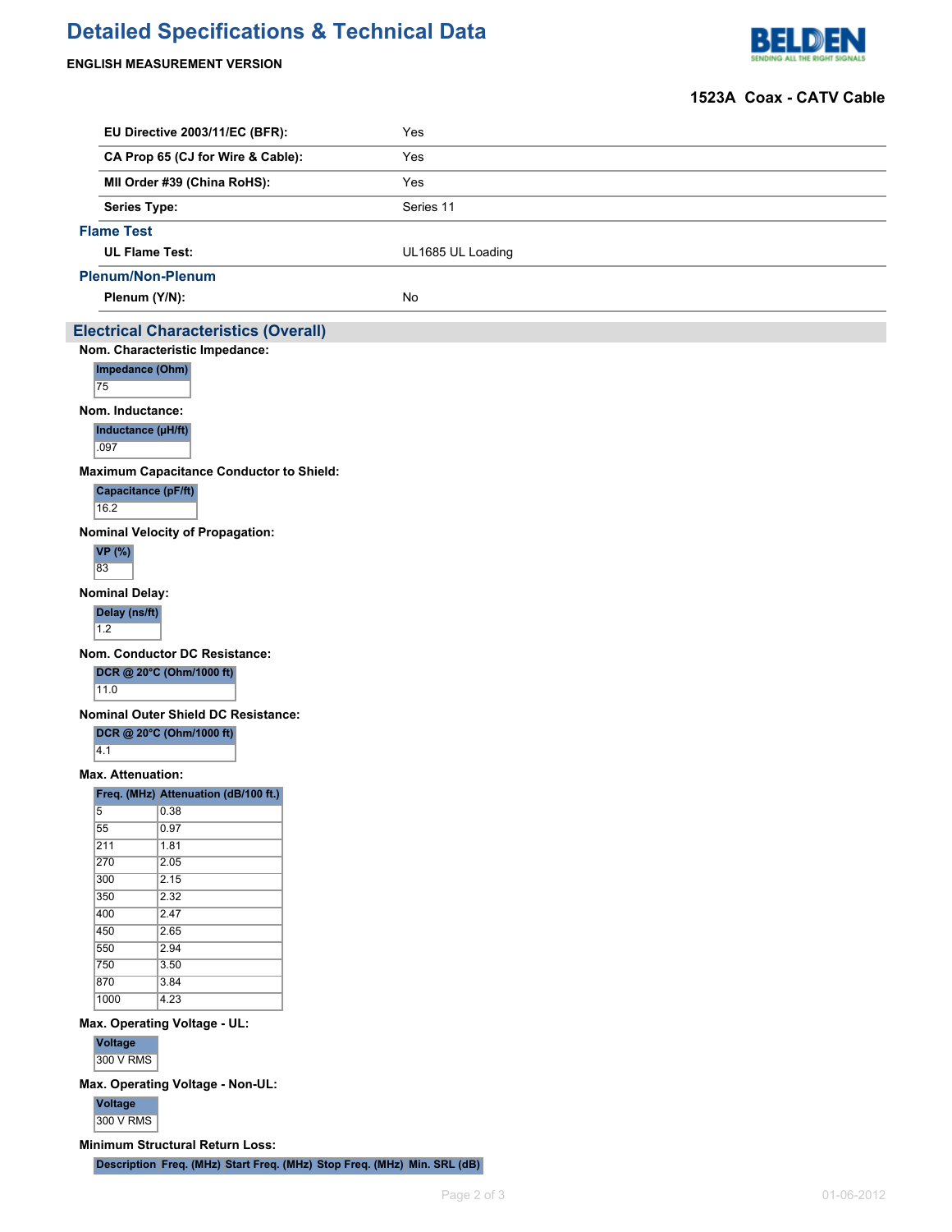# Detailed Specifications & Technical Data

**ENGLISH MEASUREMENT VERSION**

**1523A Coax - CATV Cable**

| | |
|---|---|
| **EU Directive 2003/11/EC (BFR):** | Yes |
| **CA Prop 65 (CJ for Wire & Cable):** | Yes |
| **MII Order #39 (China RoHS):** | Yes |
| **Series Type:** | Series 11 |

### Flame Test

| | |
|---|---|
| **UL Flame Test:** | UL1685 UL Loading |

### Plenum/Non-Plenum

| | |
|---|---|
| **Plenum (Y/N):** | No |

## Electrical Characteristics (Overall)

**Nom. Characteristic Impedance:**

| Impedance (Ohm) |
|---|
| 75 |

**Nom. Inductance:**

| Inductance (µH/ft) |
|---|
| .097 |

**Maximum Capacitance Conductor to Shield:**

| Capacitance (pF/ft) |
|---|
| 16.2 |

**Nominal Velocity of Propagation:**

| VP (%) |
|---|
| 83 |

**Nominal Delay:**

| Delay (ns/ft) |
|---|
| 1.2 |

**Nom. Conductor DC Resistance:**

| DCR @ 20°C (Ohm/1000 ft) |
|---|
| 11.0 |

**Nominal Outer Shield DC Resistance:**

| DCR @ 20°C (Ohm/1000 ft) |
|---|
| 4.1 |

**Max. Attenuation:**

| Freq. (MHz) | Attenuation (dB/100 ft.) |
|---|---|
| 5 | 0.38 |
| 55 | 0.97 |
| 211 | 1.81 |
| 270 | 2.05 |
| 300 | 2.15 |
| 350 | 2.32 |
| 400 | 2.47 |
| 450 | 2.65 |
| 550 | 2.94 |
| 750 | 3.50 |
| 870 | 3.84 |
| 1000 | 4.23 |

**Max. Operating Voltage - UL:**

| Voltage |
|---|
| 300 V RMS |

**Max. Operating Voltage - Non-UL:**

| Voltage |
|---|
| 300 V RMS |

**Minimum Structural Return Loss:**

| Description | Freq. (MHz) | Start Freq. (MHz) | Stop Freq. (MHz) | Min. SRL (dB) |
|---|---|---|---|---|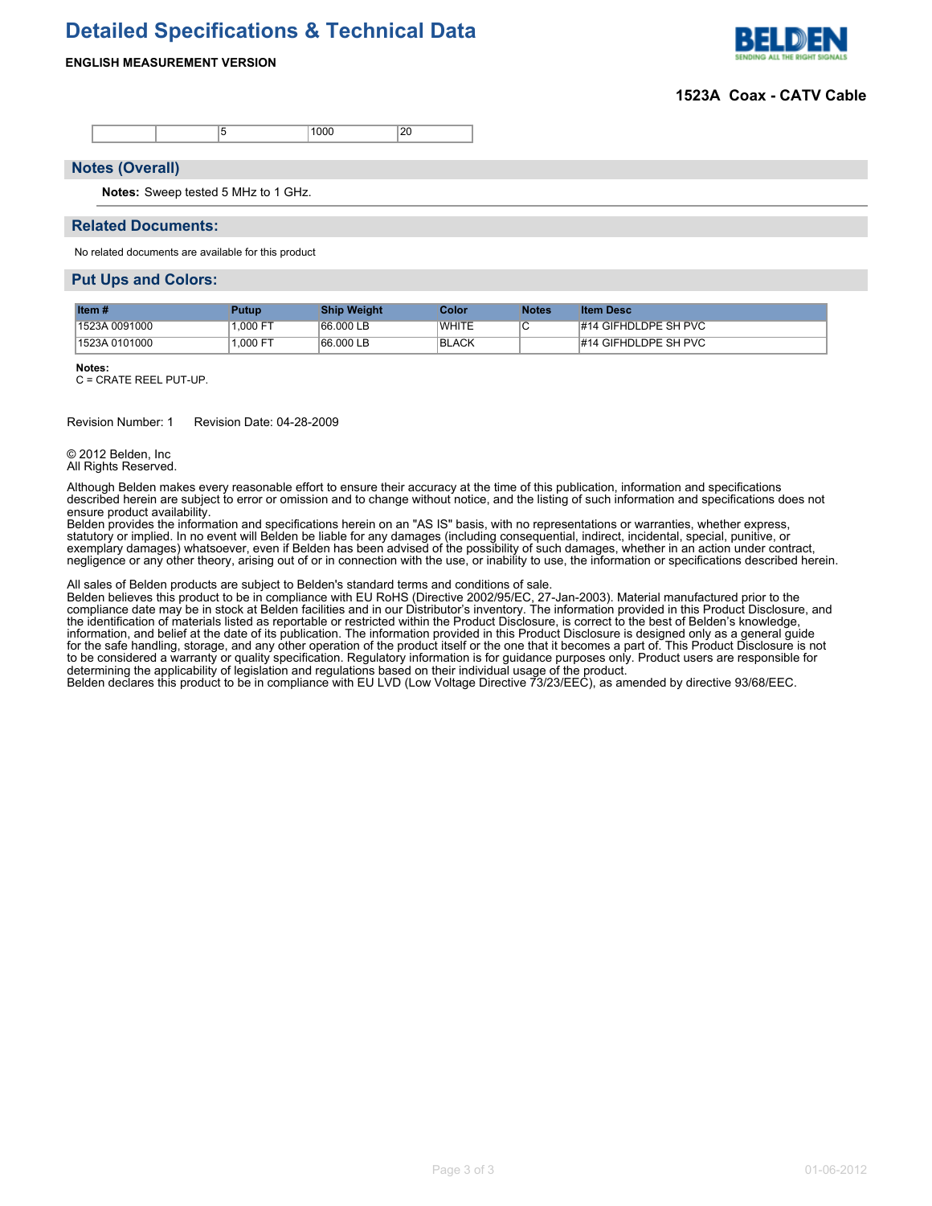# Detailed Specifications & Technical Data

**ENGLISH MEASUREMENT VERSION**

**1523A Coax - CATV Cable**

| | | | | |
|---|---|---|---|---|
| | | 5 | 1000 | 20 |

## Notes (Overall)

**Notes:** Sweep tested 5 MHz to 1 GHz.

## Related Documents:

No related documents are available for this product

## Put Ups and Colors:

| Item # | Putup | Ship Weight | Color | Notes | Item Desc |
|---|---|---|---|---|---|
| 1523A 0091000 | 1,000 FT | 66.000 LB | WHITE | C | #14 GIFHDLDPE SH PVC |
| 1523A 0101000 | 1,000 FT | 66.000 LB | BLACK | | #14 GIFHDLDPE SH PVC |

**Notes:**
C = CRATE REEL PUT-UP.

Revision Number: 1 Revision Date: 04-28-2009

© 2012 Belden, Inc
All Rights Reserved.

Although Belden makes every reasonable effort to ensure their accuracy at the time of this publication, information and specifications described herein are subject to error or omission and to change without notice, and the listing of such information and specifications does not ensure product availability.
Belden provides the information and specifications herein on an "AS IS" basis, with no representations or warranties, whether express, statutory or implied. In no event will Belden be liable for any damages (including consequential, indirect, incidental, special, punitive, or exemplary damages) whatsoever, even if Belden has been advised of the possibility of such damages, whether in an action under contract, negligence or any other theory, arising out of or in connection with the use, or inability to use, the information or specifications described herein.

All sales of Belden products are subject to Belden's standard terms and conditions of sale.
Belden believes this product to be in compliance with EU RoHS (Directive 2002/95/EC, 27-Jan-2003). Material manufactured prior to the compliance date may be in stock at Belden facilities and in our Distributor's inventory. The information provided in this Product Disclosure, and the identification of materials listed as reportable or restricted within the Product Disclosure, is correct to the best of Belden's knowledge, information, and belief at the date of its publication. The information provided in this Product Disclosure is designed only as a general guide for the safe handling, storage, and any other operation of the product itself or the one that it becomes a part of. This Product Disclosure is not to be considered a warranty or quality specification. Regulatory information is for guidance purposes only. Product users are responsible for determining the applicability of legislation and regulations based on their individual usage of the product.
Belden declares this product to be in compliance with EU LVD (Low Voltage Directive 73/23/EEC), as amended by directive 93/68/EEC.